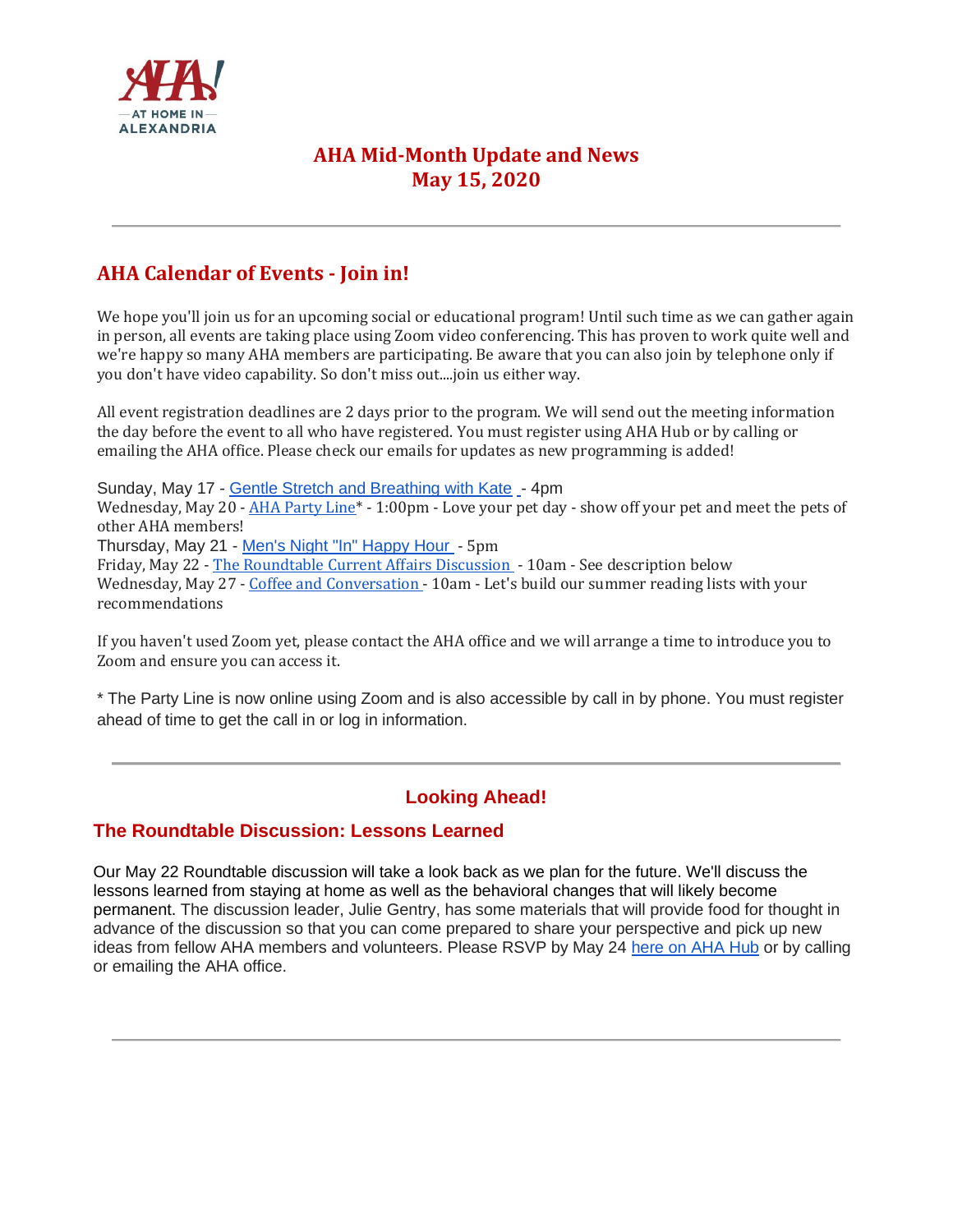AHA! AT HOME IN ALEXANDRIA

# AHA Mid-Month Update and News
# May 15, 2020

---

## AHA Calendar of Events - Join in!

We hope you'll join us for an upcoming social or educational program! Until such time as we can gather again in person, all events are taking place using Zoom video conferencing. This has proven to work quite well and we're happy so many AHA members are participating. Be aware that you can also join by telephone only if you don't have video capability. So don't miss out....join us either way.

All event registration deadlines are 2 days prior to the program. We will send out the meeting information the day before the event to all who have registered. You must register using AHA Hub or by calling or emailing the AHA office. Please check our emails for updates as new programming is added!

Sunday, May 17 - Gentle Stretch and Breathing with Kate - 4pm
Wednesday, May 20 - AHA Party Line* - 1:00pm - Love your pet day - show off your pet and meet the pets of other AHA members!
Thursday, May 21 - Men's Night "In" Happy Hour - 5pm
Friday, May 22 - The Roundtable Current Affairs Discussion - 10am - See description below
Wednesday, May 27 - Coffee and Conversation - 10am - Let's build our summer reading lists with your recommendations

If you haven't used Zoom yet, please contact the AHA office and we will arrange a time to introduce you to Zoom and ensure you can access it.

* The Party Line is now online using Zoom and is also accessible by call in by phone. You must register ahead of time to get the call in or log in information.

---

## Looking Ahead!

### The Roundtable Discussion: Lessons Learned

Our May 22 Roundtable discussion will take a look back as we plan for the future. We'll discuss the lessons learned from staying at home as well as the behavioral changes that will likely become permanent. The discussion leader, Julie Gentry, has some materials that will provide food for thought in advance of the discussion so that you can come prepared to share your perspective and pick up new ideas from fellow AHA members and volunteers. Please RSVP by May 24 here on AHA Hub or by calling or emailing the AHA office.

---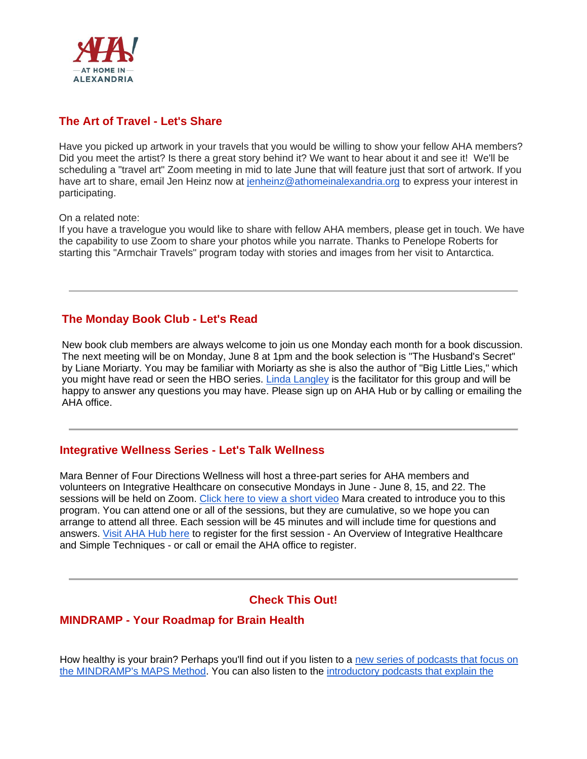AHA! AT HOME IN ALEXANDRIA

## The Art of Travel - Let's Share

Have you picked up artwork in your travels that you would be willing to show your fellow AHA members? Did you meet the artist? Is there a great story behind it? We want to hear about it and see it!  We'll be scheduling a "travel art" Zoom meeting in mid to late June that will feature just that sort of artwork. If you have art to share, email Jen Heinz now at [jenheinz@athomeinalexandria.org](mailto:jenheinz@athomeinalexandria.org) to express your interest in participating.

On a related note:
If you have a travelogue you would like to share with fellow AHA members, please get in touch. We have the capability to use Zoom to share your photos while you narrate. Thanks to Penelope Roberts for starting this "Armchair Travels" program today with stories and images from her visit to Antarctica.

---

## The Monday Book Club - Let's Read

New book club members are always welcome to join us one Monday each month for a book discussion. The next meeting will be on Monday, June 8 at 1pm and the book selection is "The Husband's Secret" by Liane Moriarty. You may be familiar with Moriarty as she is also the author of "Big Little Lies," which you might have read or seen the HBO series. [Linda Langley] is the facilitator for this group and will be happy to answer any questions you may have. Please sign up on AHA Hub or by calling or emailing the AHA office.

---

## Integrative Wellness Series - Let's Talk Wellness

Mara Benner of Four Directions Wellness will host a three-part series for AHA members and volunteers on Integrative Healthcare on consecutive Mondays in June - June 8, 15, and 22. The sessions will be held on Zoom. [Click here to view a short video] Mara created to introduce you to this program. You can attend one or all of the sessions, but they are cumulative, so we hope you can arrange to attend all three. Each session will be 45 minutes and will include time for questions and answers. [Visit AHA Hub here] to register for the first session - An Overview of Integrative Healthcare and Simple Techniques - or call or email the AHA office to register.

---

## Check This Out!

## MINDRAMP - Your Roadmap for Brain Health

How healthy is your brain? Perhaps you'll find out if you listen to a [new series of podcasts that focus on the MINDRAMP's MAPS Method]. You can also listen to the [introductory podcasts that explain the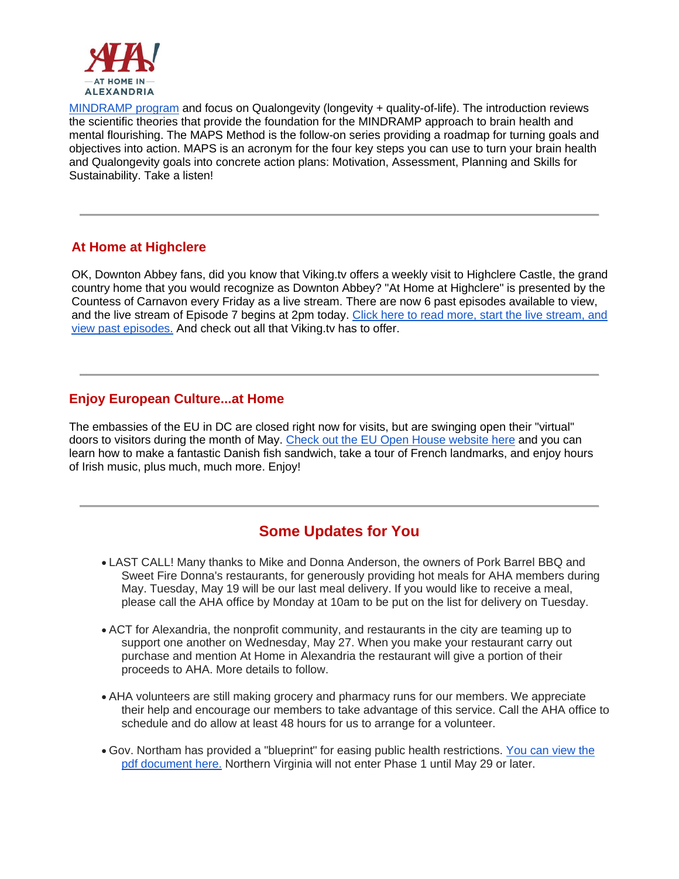MINDRAMP program and focus on Qualongevity (longevity + quality-of-life). The introduction reviews the scientific theories that provide the foundation for the MINDRAMP approach to brain health and mental flourishing. The MAPS Method is the follow-on series providing a roadmap for turning goals and objectives into action. MAPS is an acronym for the four key steps you can use to turn your brain health and Qualongevity goals into concrete action plans: Motivation, Assessment, Planning and Skills for Sustainability. Take a listen!

---

## At Home at Highclere

OK, Downton Abbey fans, did you know that Viking.tv offers a weekly visit to Highclere Castle, the grand country home that you would recognize as Downton Abbey? "At Home at Highclere" is presented by the Countess of Carnavon every Friday as a live stream. There are now 6 past episodes available to view, and the live stream of Episode 7 begins at 2pm today. Click here to read more, start the live stream, and view past episodes. And check out all that Viking.tv has to offer.

---

## Enjoy European Culture...at Home

The embassies of the EU in DC are closed right now for visits, but are swinging open their "virtual" doors to visitors during the month of May. Check out the EU Open House website here and you can learn how to make a fantastic Danish fish sandwich, take a tour of French landmarks, and enjoy hours of Irish music, plus much, much more. Enjoy!

---

## Some Updates for You

- LAST CALL! Many thanks to Mike and Donna Anderson, the owners of Pork Barrel BBQ and Sweet Fire Donna's restaurants, for generously providing hot meals for AHA members during May. Tuesday, May 19 will be our last meal delivery. If you would like to receive a meal, please call the AHA office by Monday at 10am to be put on the list for delivery on Tuesday.

- ACT for Alexandria, the nonprofit community, and restaurants in the city are teaming up to support one another on Wednesday, May 27. When you make your restaurant carry out purchase and mention At Home in Alexandria the restaurant will give a portion of their proceeds to AHA. More details to follow.

- AHA volunteers are still making grocery and pharmacy runs for our members. We appreciate their help and encourage our members to take advantage of this service. Call the AHA office to schedule and do allow at least 48 hours for us to arrange for a volunteer.

- Gov. Northam has provided a "blueprint" for easing public health restrictions. You can view the pdf document here. Northern Virginia will not enter Phase 1 until May 29 or later.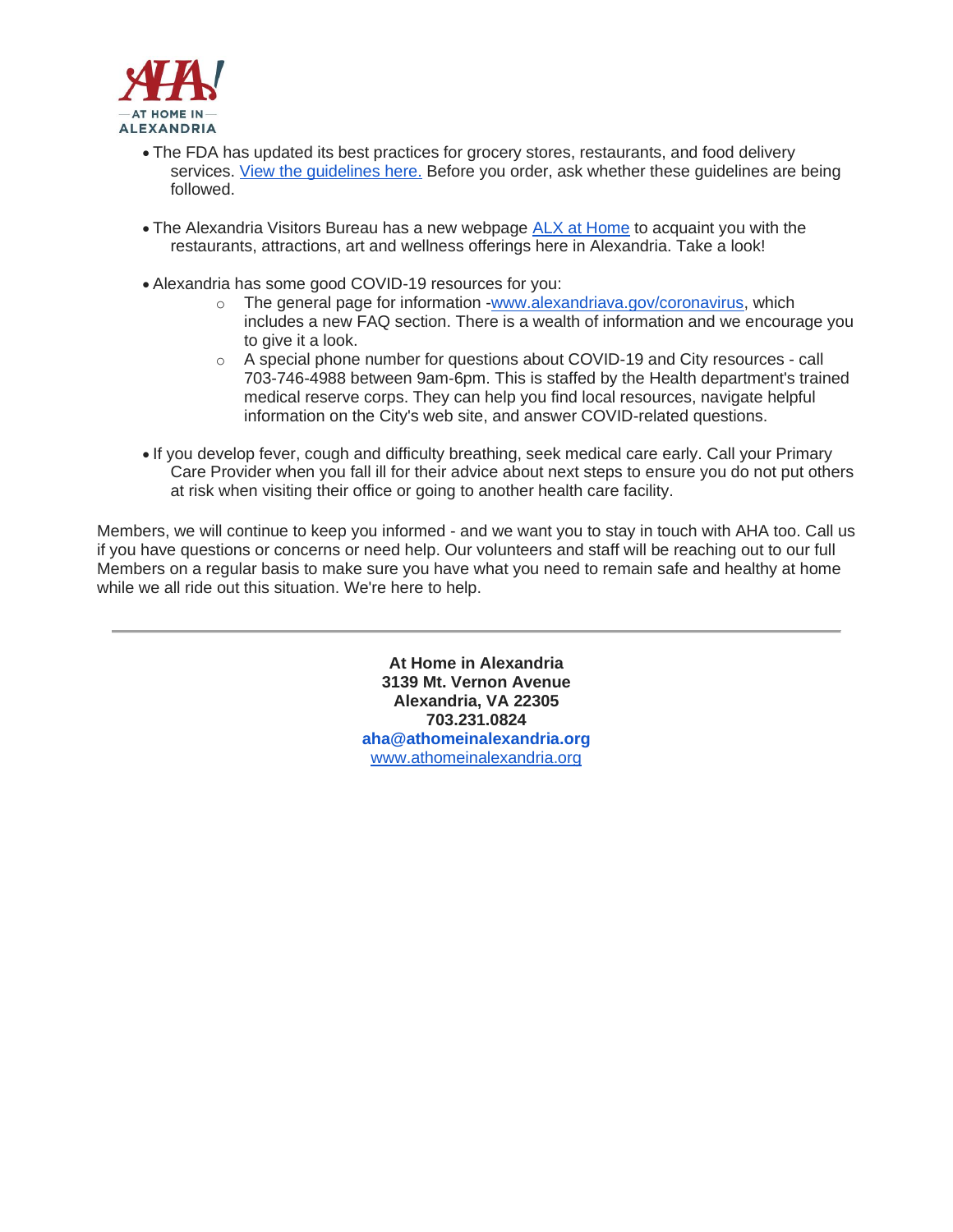- The FDA has updated its best practices for grocery stores, restaurants, and food delivery services. [View the guidelines here.]() Before you order, ask whether these guidelines are being followed.

- The Alexandria Visitors Bureau has a new webpage [ALX at Home]() to acquaint you with the restaurants, attractions, art and wellness offerings here in Alexandria. Take a look!

- Alexandria has some good COVID-19 resources for you:
  - The general page for information -www.alexandriava.gov/coronavirus, which includes a new FAQ section. There is a wealth of information and we encourage you to give it a look.
  - A special phone number for questions about COVID-19 and City resources - call 703-746-4988 between 9am-6pm. This is staffed by the Health department's trained medical reserve corps. They can help you find local resources, navigate helpful information on the City's web site, and answer COVID-related questions.

- If you develop fever, cough and difficulty breathing, seek medical care early. Call your Primary Care Provider when you fall ill for their advice about next steps to ensure you do not put others at risk when visiting their office or going to another health care facility.

Members, we will continue to keep you informed - and we want you to stay in touch with AHA too. Call us if you have questions or concerns or need help. Our volunteers and staff will be reaching out to our full Members on a regular basis to make sure you have what you need to remain safe and healthy at home while we all ride out this situation. We're here to help.

---

**At Home in Alexandria**
**3139 Mt. Vernon Avenue**
**Alexandria, VA 22305**
**703.231.0824**
**aha@athomeinalexandria.org**
www.athomeinalexandria.org